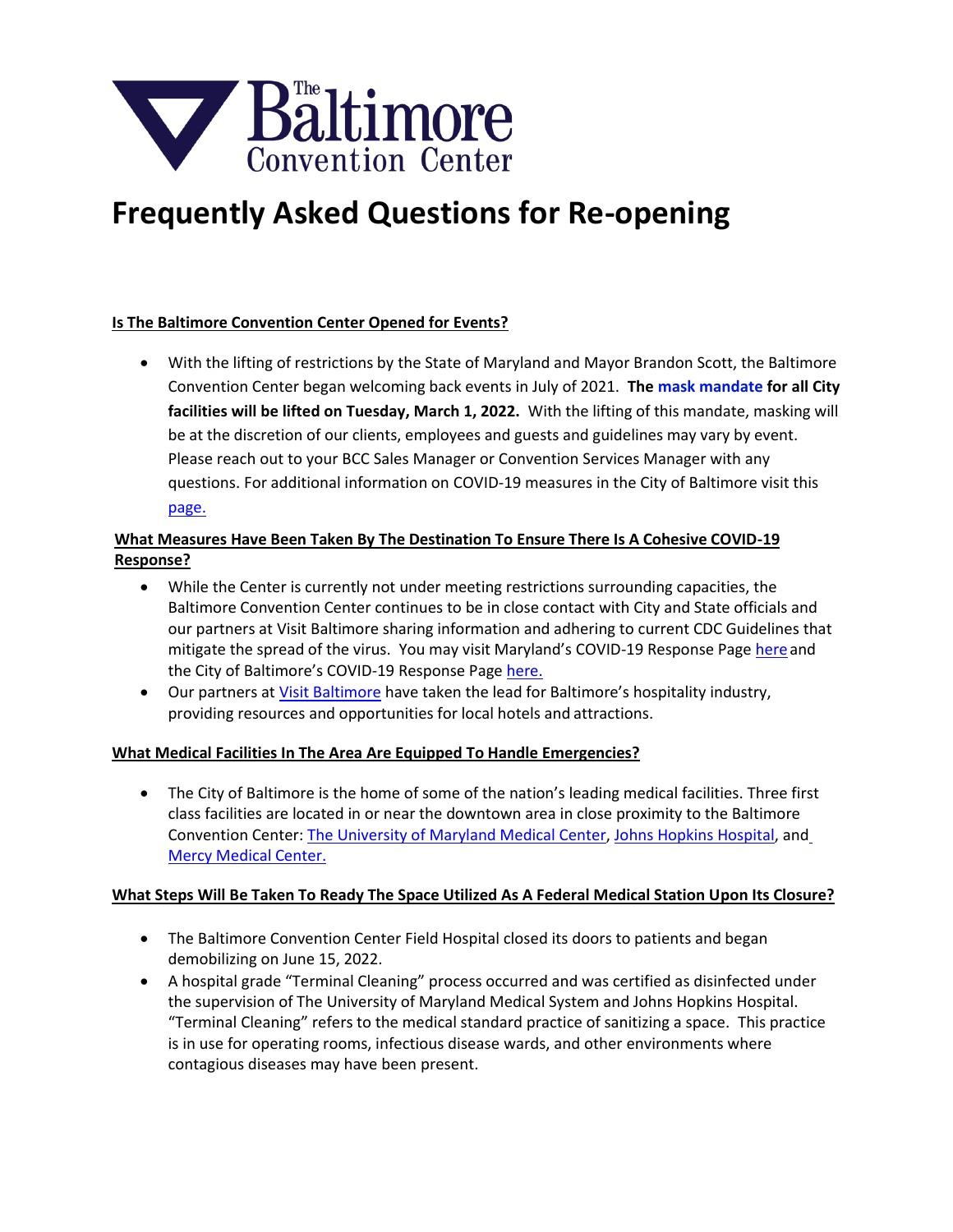The Baltimore Convention Center

# Frequently Asked Questions for Re-opening

### Is The Baltimore Convention Center Opened for Events?

- With the lifting of restrictions by the State of Maryland and Mayor Brandon Scott, the Baltimore Convention Center began welcoming back events in July of 2021. **The mask mandate for all City facilities will be lifted on Tuesday, March 1, 2022.** With the lifting of this mandate, masking will be at the discretion of our clients, employees and guests and guidelines may vary by event. Please reach out to your BCC Sales Manager or Convention Services Manager with any questions. For additional information on COVID-19 measures in the City of Baltimore visit this page.

### What Measures Have Been Taken By The Destination To Ensure There Is A Cohesive COVID-19 Response?

- While the Center is currently not under meeting restrictions surrounding capacities, the Baltimore Convention Center continues to be in close contact with City and State officials and our partners at Visit Baltimore sharing information and adhering to current CDC Guidelines that mitigate the spread of the virus. You may visit Maryland's COVID-19 Response Page here and the City of Baltimore's COVID-19 Response Page here.
- Our partners at Visit Baltimore have taken the lead for Baltimore's hospitality industry, providing resources and opportunities for local hotels and attractions.

### What Medical Facilities In The Area Are Equipped To Handle Emergencies?

- The City of Baltimore is the home of some of the nation's leading medical facilities. Three first class facilities are located in or near the downtown area in close proximity to the Baltimore Convention Center: The University of Maryland Medical Center, Johns Hopkins Hospital, and Mercy Medical Center.

### What Steps Will Be Taken To Ready The Space Utilized As A Federal Medical Station Upon Its Closure?

- The Baltimore Convention Center Field Hospital closed its doors to patients and began demobilizing on June 15, 2022.
- A hospital grade "Terminal Cleaning" process occurred and was certified as disinfected under the supervision of The University of Maryland Medical System and Johns Hopkins Hospital. "Terminal Cleaning" refers to the medical standard practice of sanitizing a space. This practice is in use for operating rooms, infectious disease wards, and other environments where contagious diseases may have been present.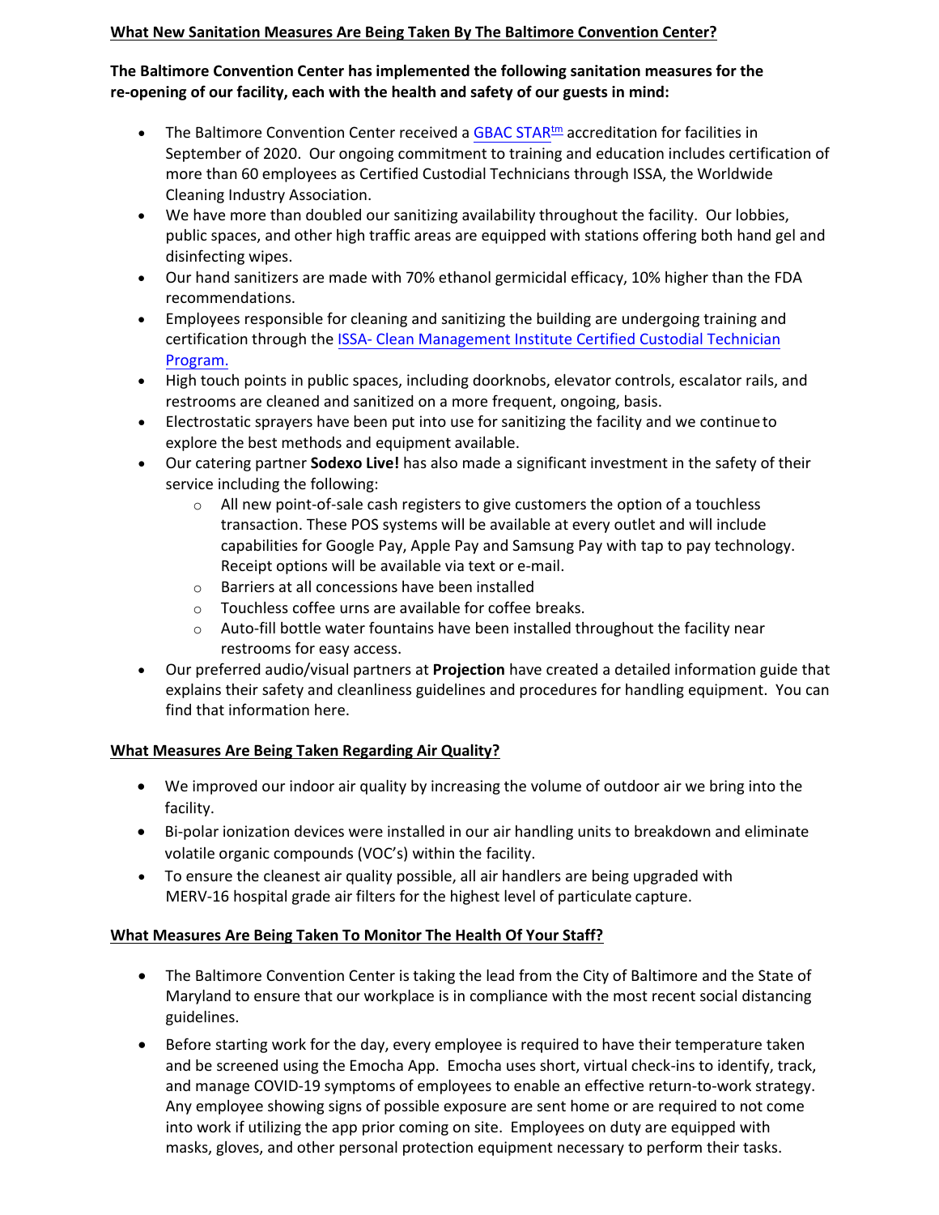## What New Sanitation Measures Are Being Taken By The Baltimore Convention Center?

**The Baltimore Convention Center has implemented the following sanitation measures for the re-opening of our facility, each with the health and safety of our guests in mind:**

- The Baltimore Convention Center received a GBAC STAR[tm] accreditation for facilities in September of 2020. Our ongoing commitment to training and education includes certification of more than 60 employees as Certified Custodial Technicians through ISSA, the Worldwide Cleaning Industry Association.
- We have more than doubled our sanitizing availability throughout the facility. Our lobbies, public spaces, and other high traffic areas are equipped with stations offering both hand gel and disinfecting wipes.
- Our hand sanitizers are made with 70% ethanol germicidal efficacy, 10% higher than the FDA recommendations.
- Employees responsible for cleaning and sanitizing the building are undergoing training and certification through the ISSA- Clean Management Institute Certified Custodial Technician Program.
- High touch points in public spaces, including doorknobs, elevator controls, escalator rails, and restrooms are cleaned and sanitized on a more frequent, ongoing, basis.
- Electrostatic sprayers have been put into use for sanitizing the facility and we continue to explore the best methods and equipment available.
- Our catering partner **Sodexo Live!** has also made a significant investment in the safety of their service including the following:
  - All new point-of-sale cash registers to give customers the option of a touchless transaction. These POS systems will be available at every outlet and will include capabilities for Google Pay, Apple Pay and Samsung Pay with tap to pay technology. Receipt options will be available via text or e-mail.
  - Barriers at all concessions have been installed
  - Touchless coffee urns are available for coffee breaks.
  - Auto-fill bottle water fountains have been installed throughout the facility near restrooms for easy access.
- Our preferred audio/visual partners at **Projection** have created a detailed information guide that explains their safety and cleanliness guidelines and procedures for handling equipment. You can find that information here.

## What Measures Are Being Taken Regarding Air Quality?

- We improved our indoor air quality by increasing the volume of outdoor air we bring into the facility.
- Bi-polar ionization devices were installed in our air handling units to breakdown and eliminate volatile organic compounds (VOC's) within the facility.
- To ensure the cleanest air quality possible, all air handlers are being upgraded with MERV-16 hospital grade air filters for the highest level of particulate capture.

## What Measures Are Being Taken To Monitor The Health Of Your Staff?

- The Baltimore Convention Center is taking the lead from the City of Baltimore and the State of Maryland to ensure that our workplace is in compliance with the most recent social distancing guidelines.
- Before starting work for the day, every employee is required to have their temperature taken and be screened using the Emocha App. Emocha uses short, virtual check-ins to identify, track, and manage COVID-19 symptoms of employees to enable an effective return-to-work strategy. Any employee showing signs of possible exposure are sent home or are required to not come into work if utilizing the app prior coming on site. Employees on duty are equipped with masks, gloves, and other personal protection equipment necessary to perform their tasks.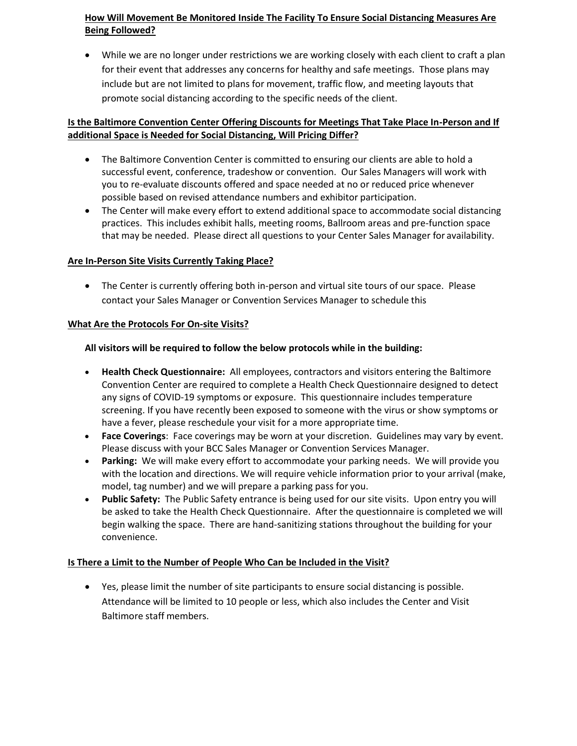**How Will Movement Be Monitored Inside The Facility To Ensure Social Distancing Measures Are Being Followed?**

- While we are no longer under restrictions we are working closely with each client to craft a plan for their event that addresses any concerns for healthy and safe meetings. Those plans may include but are not limited to plans for movement, traffic flow, and meeting layouts that promote social distancing according to the specific needs of the client.

**Is the Baltimore Convention Center Offering Discounts for Meetings That Take Place In-Person and If additional Space is Needed for Social Distancing, Will Pricing Differ?**

- The Baltimore Convention Center is committed to ensuring our clients are able to hold a successful event, conference, tradeshow or convention. Our Sales Managers will work with you to re-evaluate discounts offered and space needed at no or reduced price whenever possible based on revised attendance numbers and exhibitor participation.
- The Center will make every effort to extend additional space to accommodate social distancing practices. This includes exhibit halls, meeting rooms, Ballroom areas and pre-function space that may be needed. Please direct all questions to your Center Sales Manager for availability.

**Are In-Person Site Visits Currently Taking Place?**

- The Center is currently offering both in-person and virtual site tours of our space. Please contact your Sales Manager or Convention Services Manager to schedule this

**What Are the Protocols For On-site Visits?**

**All visitors will be required to follow the below protocols while in the building:**

- **Health Check Questionnaire:** All employees, contractors and visitors entering the Baltimore Convention Center are required to complete a Health Check Questionnaire designed to detect any signs of COVID-19 symptoms or exposure. This questionnaire includes temperature screening. If you have recently been exposed to someone with the virus or show symptoms or have a fever, please reschedule your visit for a more appropriate time.
- **Face Coverings**: Face coverings may be worn at your discretion. Guidelines may vary by event. Please discuss with your BCC Sales Manager or Convention Services Manager.
- **Parking:** We will make every effort to accommodate your parking needs. We will provide you with the location and directions. We will require vehicle information prior to your arrival (make, model, tag number) and we will prepare a parking pass for you.
- **Public Safety:** The Public Safety entrance is being used for our site visits. Upon entry you will be asked to take the Health Check Questionnaire. After the questionnaire is completed we will begin walking the space. There are hand-sanitizing stations throughout the building for your convenience.

**Is There a Limit to the Number of People Who Can be Included in the Visit?**

- Yes, please limit the number of site participants to ensure social distancing is possible. Attendance will be limited to 10 people or less, which also includes the Center and Visit Baltimore staff members.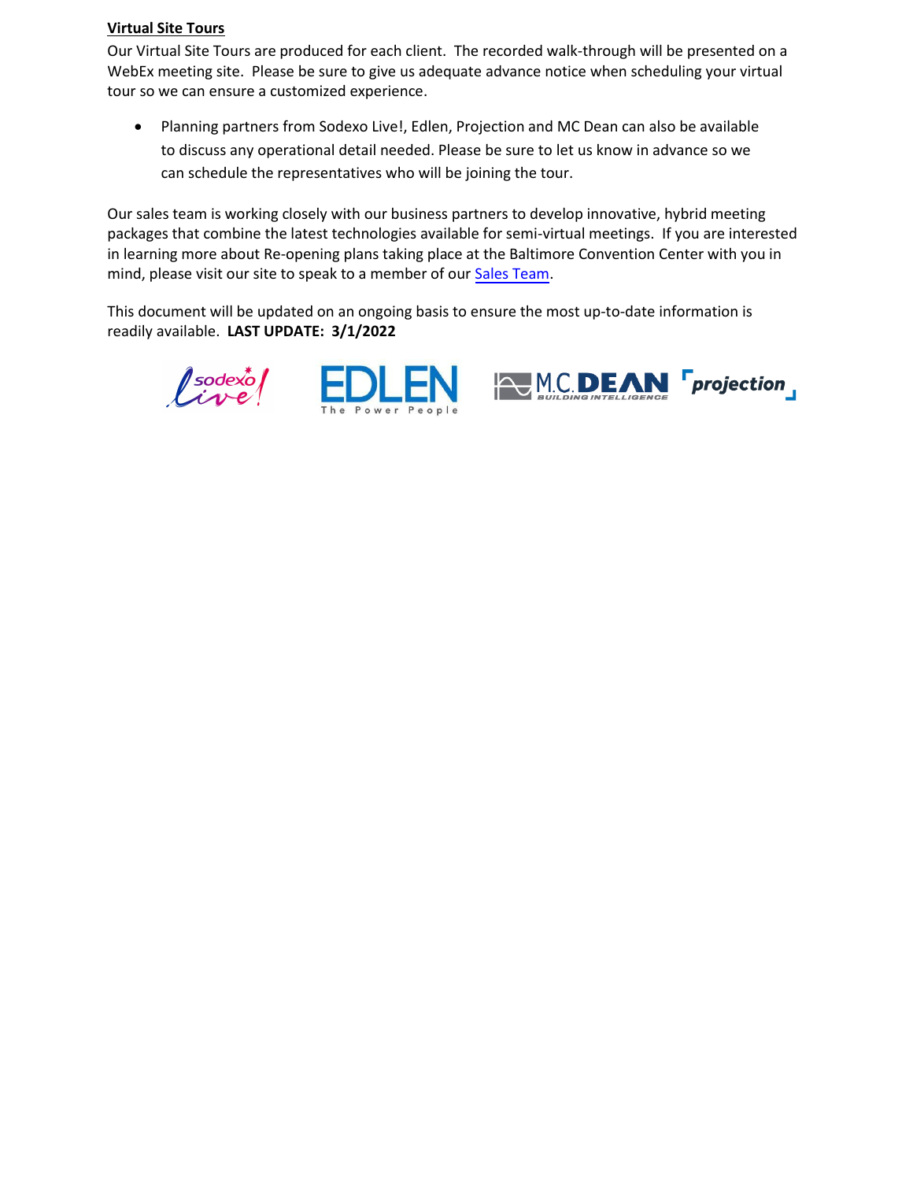**Virtual Site Tours**

Our Virtual Site Tours are produced for each client. The recorded walk-through will be presented on a WebEx meeting site. Please be sure to give us adequate advance notice when scheduling your virtual tour so we can ensure a customized experience.

- Planning partners from Sodexo Live!, Edlen, Projection and MC Dean can also be available to discuss any operational detail needed. Please be sure to let us know in advance so we can schedule the representatives who will be joining the tour.

Our sales team is working closely with our business partners to develop innovative, hybrid meeting packages that combine the latest technologies available for semi-virtual meetings. If you are interested in learning more about Re-opening plans taking place at the Baltimore Convention Center with you in mind, please visit our site to speak to a member of our Sales Team.

This document will be updated on an ongoing basis to ensure the most up-to-date information is readily available. **LAST UPDATE: 3/1/2022**